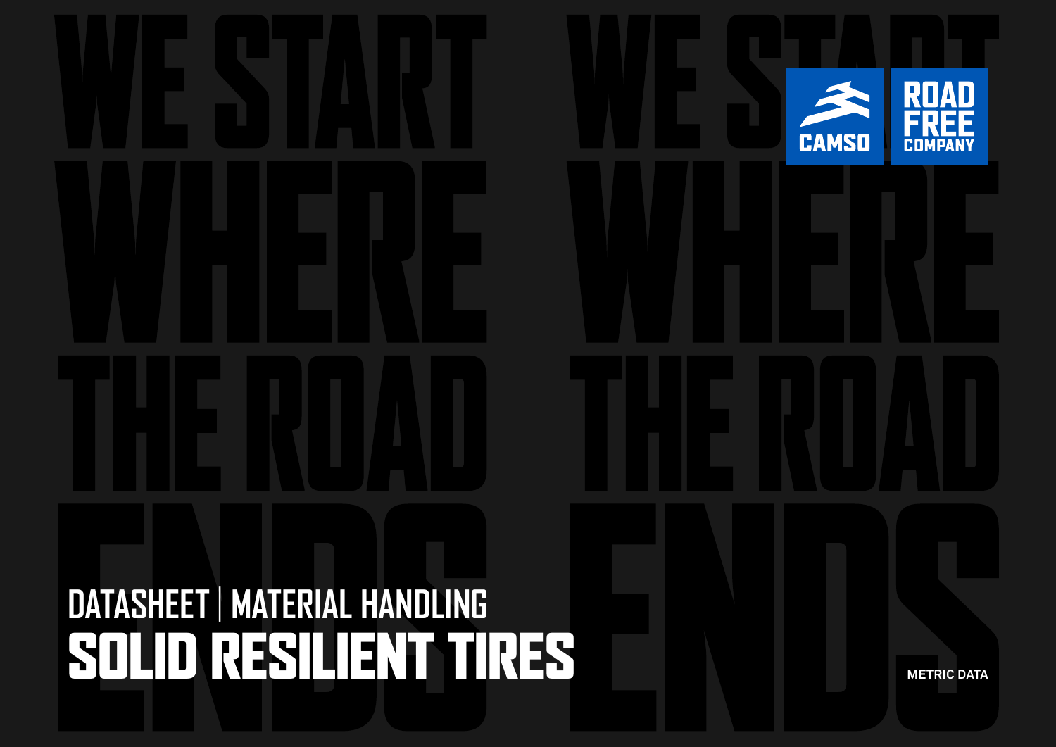WE START WHERE THE ROAD ENDS

CAMSO

ROAD FREE COMPANY

DATASHEET | MATERIAL HANDLING

# SOLID RESILIENT TIRES

METRIC DATA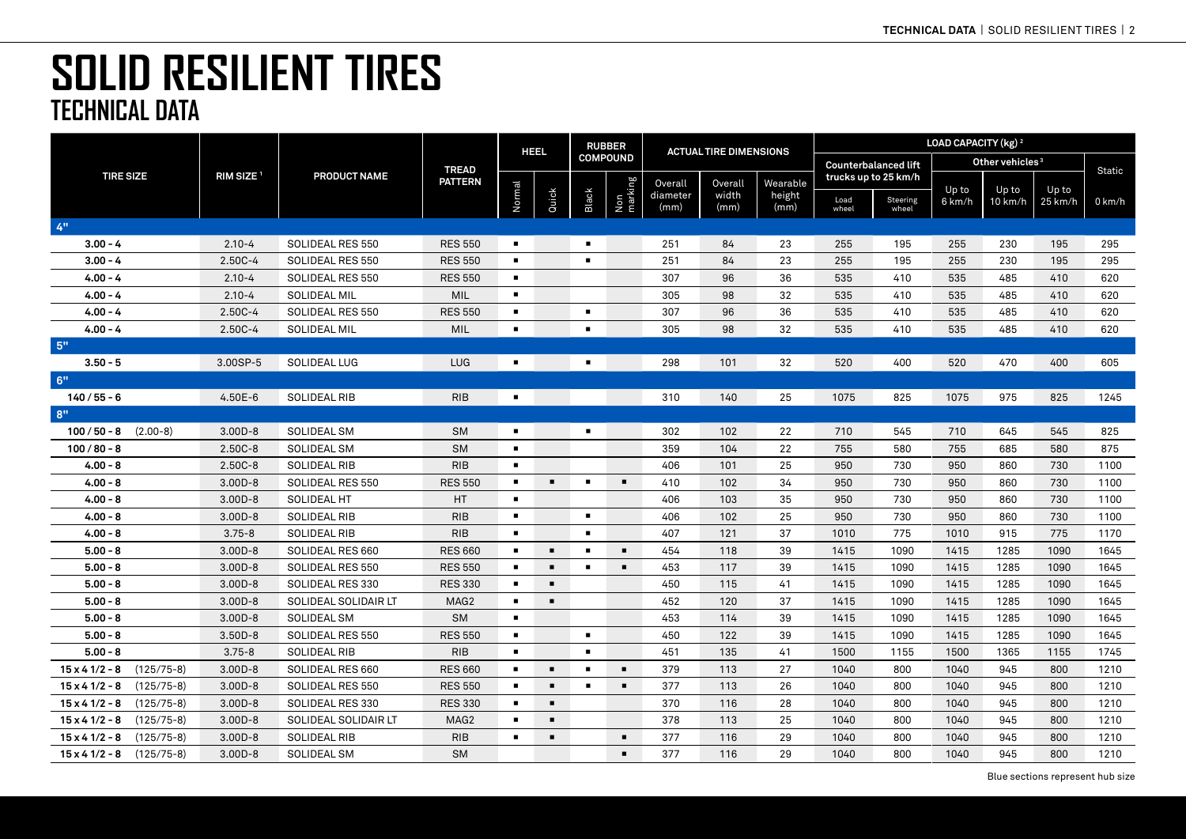# SOLID RESILIENT TIRES

## TECHNICAL DATA

| TIRE SIZE | RIM SIZE [1] | PRODUCT NAME | TREAD PATTERN | HEEL | | RUBBER COMPOUND | | ACTUAL TIRE DIMENSIONS | | | LOAD CAPACITY (kg) [2] | | | | | |
|---|---|---|---|---|---|---|---|---|---|---|---|---|---|---|---|---|
| | | | | | | | | | | | Counterbalanced lift trucks up to 25 km/h | | Other vehicles [3] | | | Static |
| | | | | Normal | Quick | Black | Non marking | Overall diameter (mm) | Overall width (mm) | Wearable height (mm) | Load wheel | Steering wheel | Up to 6 km/h | Up to 10 km/h | Up to 25 km/h | 0 km/h |
| **4"** | | | | | | | | | | | | | | | | |
| **3.00 - 4** | 2.10-4 | SOLIDEAL RES 550 | RES 550 | ■ | | ■ | | 251 | 84 | 23 | 255 | 195 | 255 | 230 | 195 | 295 |
| **3.00 - 4** | 2.50C-4 | SOLIDEAL RES 550 | RES 550 | ■ | | ■ | | 251 | 84 | 23 | 255 | 195 | 255 | 230 | 195 | 295 |
| **4.00 - 4** | 2.10-4 | SOLIDEAL RES 550 | RES 550 | ■ | | | | 307 | 96 | 36 | 535 | 410 | 535 | 485 | 410 | 620 |
| **4.00 - 4** | 2.10-4 | SOLIDEAL MIL | MIL | ■ | | | | 305 | 98 | 32 | 535 | 410 | 535 | 485 | 410 | 620 |
| **4.00 - 4** | 2.50C-4 | SOLIDEAL RES 550 | RES 550 | ■ | | ■ | | 307 | 96 | 36 | 535 | 410 | 535 | 485 | 410 | 620 |
| **4.00 - 4** | 2.50C-4 | SOLIDEAL MIL | MIL | ■ | | ■ | | 305 | 98 | 32 | 535 | 410 | 535 | 485 | 410 | 620 |
| **5"** | | | | | | | | | | | | | | | | |
| **3.50 - 5** | 3.00SP-5 | SOLIDEAL LUG | LUG | ■ | | ■ | | 298 | 101 | 32 | 520 | 400 | 520 | 470 | 400 | 605 |
| **6"** | | | | | | | | | | | | | | | | |
| **140 / 55 - 6** | 4.50E-6 | SOLIDEAL RIB | RIB | ■ | | | | 310 | 140 | 25 | 1075 | 825 | 1075 | 975 | 825 | 1245 |
| **8"** | | | | | | | | | | | | | | | | |
| **100 / 50 - 8** (2.00-8) | 3.00D-8 | SOLIDEAL SM | SM | ■ | | ■ | | 302 | 102 | 22 | 710 | 545 | 710 | 645 | 545 | 825 |
| **100 / 80 - 8** | 2.50C-8 | SOLIDEAL SM | SM | ■ | | | | 359 | 104 | 22 | 755 | 580 | 755 | 685 | 580 | 875 |
| **4.00 - 8** | 2.50C-8 | SOLIDEAL RIB | RIB | ■ | | | | 406 | 101 | 25 | 950 | 730 | 950 | 860 | 730 | 1100 |
| **4.00 - 8** | 3.00D-8 | SOLIDEAL RES 550 | RES 550 | ■ | ■ | ■ | ■ | 410 | 102 | 34 | 950 | 730 | 950 | 860 | 730 | 1100 |
| **4.00 - 8** | 3.00D-8 | SOLIDEAL HT | HT | ■ | | | | 406 | 103 | 35 | 950 | 730 | 950 | 860 | 730 | 1100 |
| **4.00 - 8** | 3.00D-8 | SOLIDEAL RIB | RIB | ■ | | ■ | | 406 | 102 | 25 | 950 | 730 | 950 | 860 | 730 | 1100 |
| **4.00 - 8** | 3.75-8 | SOLIDEAL RIB | RIB | ■ | | ■ | | 407 | 121 | 37 | 1010 | 775 | 1010 | 915 | 775 | 1170 |
| **5.00 - 8** | 3.00D-8 | SOLIDEAL RES 660 | RES 660 | ■ | ■ | ■ | ■ | 454 | 118 | 39 | 1415 | 1090 | 1415 | 1285 | 1090 | 1645 |
| **5.00 - 8** | 3.00D-8 | SOLIDEAL RES 550 | RES 550 | ■ | ■ | ■ | ■ | 453 | 117 | 39 | 1415 | 1090 | 1415 | 1285 | 1090 | 1645 |
| **5.00 - 8** | 3.00D-8 | SOLIDEAL RES 330 | RES 330 | ■ | ■ | | | 450 | 115 | 41 | 1415 | 1090 | 1415 | 1285 | 1090 | 1645 |
| **5.00 - 8** | 3.00D-8 | SOLIDEAL SOLIDAIR LT | MAG2 | ■ | ■ | | | 452 | 120 | 37 | 1415 | 1090 | 1415 | 1285 | 1090 | 1645 |
| **5.00 - 8** | 3.00D-8 | SOLIDEAL SM | SM | ■ | | | | 453 | 114 | 39 | 1415 | 1090 | 1415 | 1285 | 1090 | 1645 |
| **5.00 - 8** | 3.50D-8 | SOLIDEAL RES 550 | RES 550 | ■ | | ■ | | 450 | 122 | 39 | 1415 | 1090 | 1415 | 1285 | 1090 | 1645 |
| **5.00 - 8** | 3.75-8 | SOLIDEAL RIB | RIB | ■ | | ■ | | 451 | 135 | 41 | 1500 | 1155 | 1500 | 1365 | 1155 | 1745 |
| **15 x 4 1/2 - 8** (125/75-8) | 3.00D-8 | SOLIDEAL RES 660 | RES 660 | ■ | ■ | ■ | ■ | 379 | 113 | 27 | 1040 | 800 | 1040 | 945 | 800 | 1210 |
| **15 x 4 1/2 - 8** (125/75-8) | 3.00D-8 | SOLIDEAL RES 550 | RES 550 | ■ | ■ | ■ | ■ | 377 | 113 | 26 | 1040 | 800 | 1040 | 945 | 800 | 1210 |
| **15 x 4 1/2 - 8** (125/75-8) | 3.00D-8 | SOLIDEAL RES 330 | RES 330 | ■ | ■ | | | 370 | 116 | 28 | 1040 | 800 | 1040 | 945 | 800 | 1210 |
| **15 x 4 1/2 - 8** (125/75-8) | 3.00D-8 | SOLIDEAL SOLIDAIR LT | MAG2 | ■ | ■ | | | 378 | 113 | 25 | 1040 | 800 | 1040 | 945 | 800 | 1210 |
| **15 x 4 1/2 - 8** (125/75-8) | 3.00D-8 | SOLIDEAL RIB | RIB | ■ | ■ | | ■ | 377 | 116 | 29 | 1040 | 800 | 1040 | 945 | 800 | 1210 |
| **15 x 4 1/2 - 8** (125/75-8) | 3.00D-8 | SOLIDEAL SM | SM | | | | ■ | 377 | 116 | 29 | 1040 | 800 | 1040 | 945 | 800 | 1210 |

Blue sections represent hub size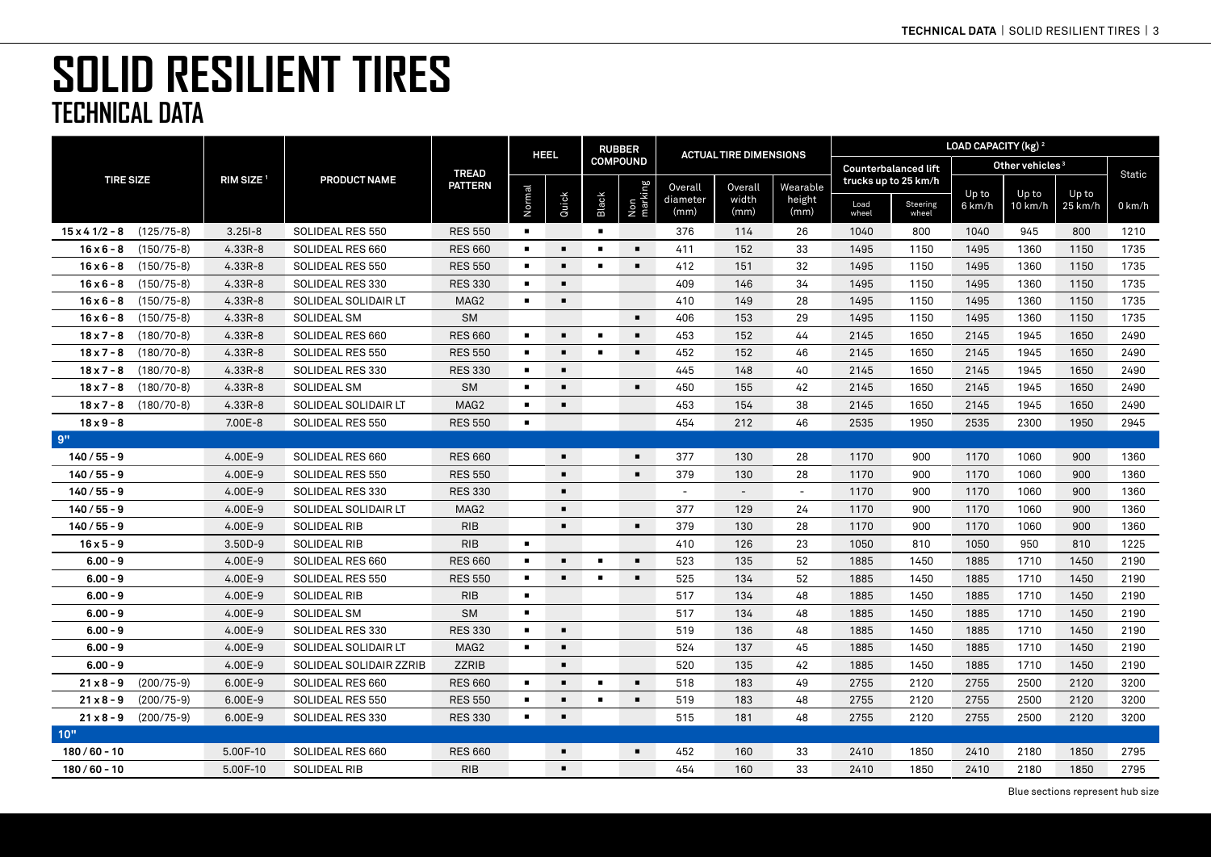# SOLID RESILIENT TIRES

## TECHNICAL DATA

| TIRE SIZE | | RIM SIZE [1] | PRODUCT NAME | TREAD PATTERN | HEEL | | RUBBER COMPOUND | | ACTUAL TIRE DIMENSIONS | | | LOAD CAPACITY (kg) [2] | | | | | |
|---|---|---|---|---|---|---|---|---|---|---|---|---|---|---|---|---|---|
| | | | | | | | | | | | | Counterbalanced lift trucks up to 25 km/h | | Other vehicles [3] | | | Static |
| | | | | | Normal | Quick | Black | Non marking | Overall diameter (mm) | Overall width (mm) | Wearable height (mm) | Load wheel | Steering wheel | Up to 6 km/h | Up to 10 km/h | Up to 25 km/h | 0 km/h |
| **15 x 4 1/2 - 8** | (125/75-8) | 3.25I-8 | SOLIDEAL RES 550 | RES 550 | ■ | | ■ | | 376 | 114 | 26 | 1040 | 800 | 1040 | 945 | 800 | 1210 |
| **16 x 6 - 8** | (150/75-8) | 4.33R-8 | SOLIDEAL RES 660 | RES 660 | ■ | ■ | ■ | ■ | 411 | 152 | 33 | 1495 | 1150 | 1495 | 1360 | 1150 | 1735 |
| **16 x 6 - 8** | (150/75-8) | 4.33R-8 | SOLIDEAL RES 550 | RES 550 | ■ | ■ | ■ | ■ | 412 | 151 | 32 | 1495 | 1150 | 1495 | 1360 | 1150 | 1735 |
| **16 x 6 - 8** | (150/75-8) | 4.33R-8 | SOLIDEAL RES 330 | RES 330 | ■ | ■ | | | 409 | 146 | 34 | 1495 | 1150 | 1495 | 1360 | 1150 | 1735 |
| **16 x 6 - 8** | (150/75-8) | 4.33R-8 | SOLIDEAL SOLIDAIR LT | MAG2 | ■ | ■ | | | 410 | 149 | 28 | 1495 | 1150 | 1495 | 1360 | 1150 | 1735 |
| **16 x 6 - 8** | (150/75-8) | 4.33R-8 | SOLIDEAL SM | SM | | | | ■ | 406 | 153 | 29 | 1495 | 1150 | 1495 | 1360 | 1150 | 1735 |
| **18 x 7 - 8** | (180/70-8) | 4.33R-8 | SOLIDEAL RES 660 | RES 660 | ■ | ■ | ■ | ■ | 453 | 152 | 44 | 2145 | 1650 | 2145 | 1945 | 1650 | 2490 |
| **18 x 7 - 8** | (180/70-8) | 4.33R-8 | SOLIDEAL RES 550 | RES 550 | ■ | ■ | ■ | ■ | 452 | 152 | 46 | 2145 | 1650 | 2145 | 1945 | 1650 | 2490 |
| **18 x 7 - 8** | (180/70-8) | 4.33R-8 | SOLIDEAL RES 330 | RES 330 | ■ | ■ | | | 445 | 148 | 40 | 2145 | 1650 | 2145 | 1945 | 1650 | 2490 |
| **18 x 7 - 8** | (180/70-8) | 4.33R-8 | SOLIDEAL SM | SM | ■ | ■ | | ■ | 450 | 155 | 42 | 2145 | 1650 | 2145 | 1945 | 1650 | 2490 |
| **18 x 7 - 8** | (180/70-8) | 4.33R-8 | SOLIDEAL SOLIDAIR LT | MAG2 | ■ | ■ | | | 453 | 154 | 38 | 2145 | 1650 | 2145 | 1945 | 1650 | 2490 |
| **18 x 9 - 8** | | 7.00E-8 | SOLIDEAL RES 550 | RES 550 | ■ | | | | 454 | 212 | 46 | 2535 | 1950 | 2535 | 2300 | 1950 | 2945 |
| **9"** | | | | | | | | | | | | | | | | | |
| **140 / 55 - 9** | | 4.00E-9 | SOLIDEAL RES 660 | RES 660 | | ■ | | ■ | 377 | 130 | 28 | 1170 | 900 | 1170 | 1060 | 900 | 1360 |
| **140 / 55 - 9** | | 4.00E-9 | SOLIDEAL RES 550 | RES 550 | | ■ | | ■ | 379 | 130 | 28 | 1170 | 900 | 1170 | 1060 | 900 | 1360 |
| **140 / 55 - 9** | | 4.00E-9 | SOLIDEAL RES 330 | RES 330 | | ■ | | | - | - | - | 1170 | 900 | 1170 | 1060 | 900 | 1360 |
| **140 / 55 - 9** | | 4.00E-9 | SOLIDEAL SOLIDAIR LT | MAG2 | | ■ | | | 377 | 129 | 24 | 1170 | 900 | 1170 | 1060 | 900 | 1360 |
| **140 / 55 - 9** | | 4.00E-9 | SOLIDEAL RIB | RIB | | ■ | | ■ | 379 | 130 | 28 | 1170 | 900 | 1170 | 1060 | 900 | 1360 |
| **16 x 5 - 9** | | 3.50D-9 | SOLIDEAL RIB | RIB | ■ | | | | 410 | 126 | 23 | 1050 | 810 | 1050 | 950 | 810 | 1225 |
| **6.00 - 9** | | 4.00E-9 | SOLIDEAL RES 660 | RES 660 | ■ | ■ | ■ | ■ | 523 | 135 | 52 | 1885 | 1450 | 1885 | 1710 | 1450 | 2190 |
| **6.00 - 9** | | 4.00E-9 | SOLIDEAL RES 550 | RES 550 | ■ | ■ | ■ | ■ | 525 | 134 | 52 | 1885 | 1450 | 1885 | 1710 | 1450 | 2190 |
| **6.00 - 9** | | 4.00E-9 | SOLIDEAL RIB | RIB | ■ | | | | 517 | 134 | 48 | 1885 | 1450 | 1885 | 1710 | 1450 | 2190 |
| **6.00 - 9** | | 4.00E-9 | SOLIDEAL SM | SM | ■ | | | | 517 | 134 | 48 | 1885 | 1450 | 1885 | 1710 | 1450 | 2190 |
| **6.00 - 9** | | 4.00E-9 | SOLIDEAL RES 330 | RES 330 | ■ | ■ | | | 519 | 136 | 48 | 1885 | 1450 | 1885 | 1710 | 1450 | 2190 |
| **6.00 - 9** | | 4.00E-9 | SOLIDEAL SOLIDAIR LT | MAG2 | ■ | ■ | | | 524 | 137 | 45 | 1885 | 1450 | 1885 | 1710 | 1450 | 2190 |
| **6.00 - 9** | | 4.00E-9 | SOLIDEAL SOLIDAIR ZZRIB | ZZRIB | | ■ | | | 520 | 135 | 42 | 1885 | 1450 | 1885 | 1710 | 1450 | 2190 |
| **21 x 8 - 9** | (200/75-9) | 6.00E-9 | SOLIDEAL RES 660 | RES 660 | ■ | ■ | ■ | ■ | 518 | 183 | 49 | 2755 | 2120 | 2755 | 2500 | 2120 | 3200 |
| **21 x 8 - 9** | (200/75-9) | 6.00E-9 | SOLIDEAL RES 550 | RES 550 | ■ | ■ | ■ | ■ | 519 | 183 | 48 | 2755 | 2120 | 2755 | 2500 | 2120 | 3200 |
| **21 x 8 - 9** | (200/75-9) | 6.00E-9 | SOLIDEAL RES 330 | RES 330 | ■ | ■ | | | 515 | 181 | 48 | 2755 | 2120 | 2755 | 2500 | 2120 | 3200 |
| **10"** | | | | | | | | | | | | | | | | | |
| **180 / 60 - 10** | | 5.00F-10 | SOLIDEAL RES 660 | RES 660 | | ■ | | ■ | 452 | 160 | 33 | 2410 | 1850 | 2410 | 2180 | 1850 | 2795 |
| **180 / 60 - 10** | | 5.00F-10 | SOLIDEAL RIB | RIB | | ■ | | | 454 | 160 | 33 | 2410 | 1850 | 2410 | 2180 | 1850 | 2795 |

Blue sections represent hub size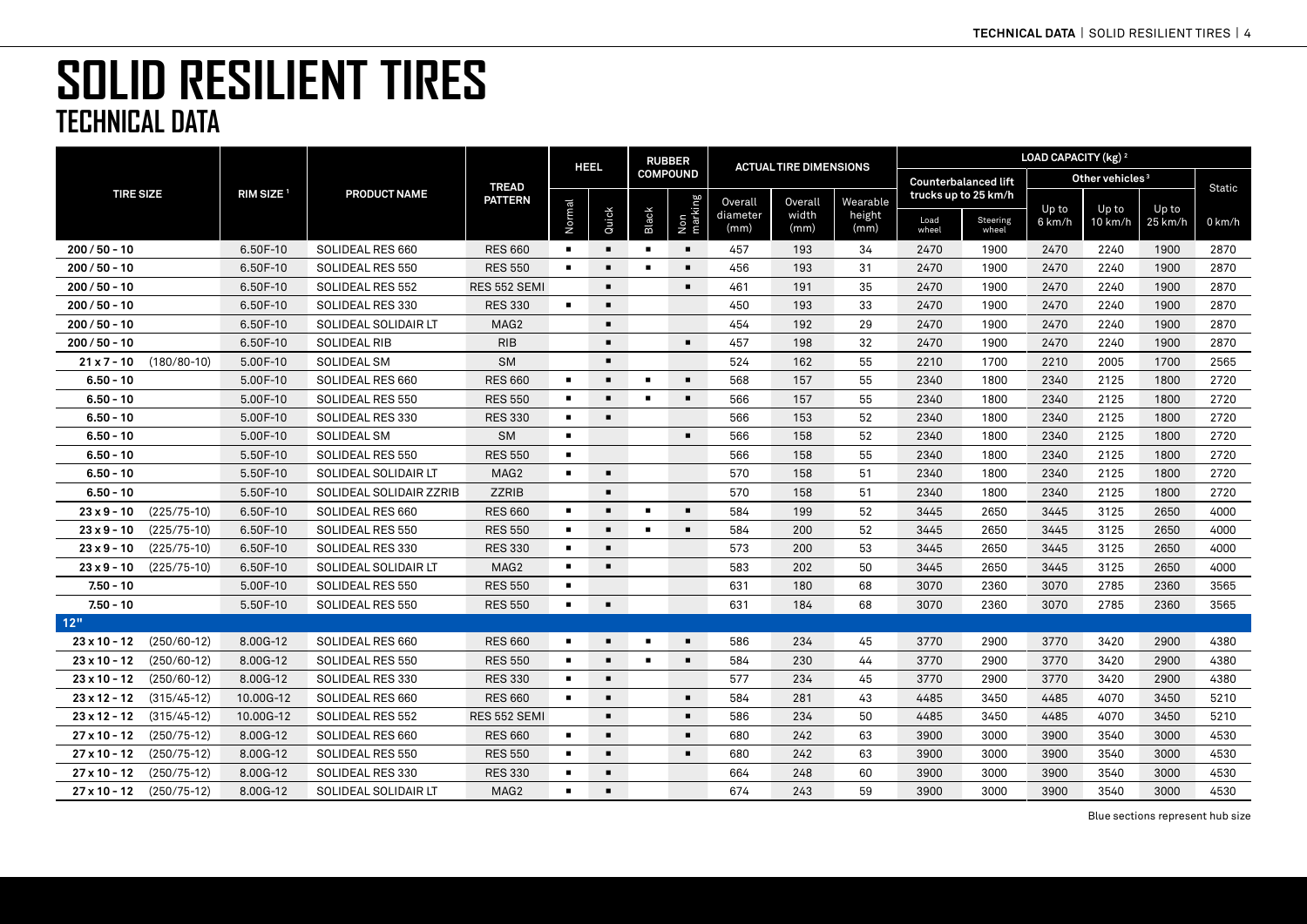# SOLID RESILIENT TIRES

## TECHNICAL DATA

| TIRE SIZE | RIM SIZE [1] | PRODUCT NAME | TREAD PATTERN | HEEL | | RUBBER COMPOUND | | ACTUAL TIRE DIMENSIONS | | | LOAD CAPACITY (kg) [2] | | | | | |
|---|---|---|---|---|---|---|---|---|---|---|---|---|---|---|---|---|
| | | | | | | | | | | | Counterbalanced lift trucks up to 25 km/h | | Other vehicles [3] | | | Static |
| | | | | Normal | Quick | Black | Non marking | Overall diameter (mm) | Overall width (mm) | Wearable height (mm) | Load wheel | Steering wheel | Up to 6 km/h | Up to 10 km/h | Up to 25 km/h | 0 km/h |
| **200 / 50 - 10** | 6.50F-10 | SOLIDEAL RES 660 | RES 660 | ■ | ■ | ■ | ■ | 457 | 193 | 34 | 2470 | 1900 | 2470 | 2240 | 1900 | 2870 |
| **200 / 50 - 10** | 6.50F-10 | SOLIDEAL RES 550 | RES 550 | ■ | ■ | ■ | ■ | 456 | 193 | 31 | 2470 | 1900 | 2470 | 2240 | 1900 | 2870 |
| **200 / 50 - 10** | 6.50F-10 | SOLIDEAL RES 552 | RES 552 SEMI | | ■ | | ■ | 461 | 191 | 35 | 2470 | 1900 | 2470 | 2240 | 1900 | 2870 |
| **200 / 50 - 10** | 6.50F-10 | SOLIDEAL RES 330 | RES 330 | ■ | ■ | | | 450 | 193 | 33 | 2470 | 1900 | 2470 | 2240 | 1900 | 2870 |
| **200 / 50 - 10** | 6.50F-10 | SOLIDEAL SOLIDAIR LT | MAG2 | | ■ | | | 454 | 192 | 29 | 2470 | 1900 | 2470 | 2240 | 1900 | 2870 |
| **200 / 50 - 10** | 6.50F-10 | SOLIDEAL RIB | RIB | | ■ | | ■ | 457 | 198 | 32 | 2470 | 1900 | 2470 | 2240 | 1900 | 2870 |
| **21 x 7 - 10** (180/80-10) | 5.00F-10 | SOLIDEAL SM | SM | | ■ | | | 524 | 162 | 55 | 2210 | 1700 | 2210 | 2005 | 1700 | 2565 |
| **6.50 - 10** | 5.00F-10 | SOLIDEAL RES 660 | RES 660 | ■ | ■ | ■ | ■ | 568 | 157 | 55 | 2340 | 1800 | 2340 | 2125 | 1800 | 2720 |
| **6.50 - 10** | 5.00F-10 | SOLIDEAL RES 550 | RES 550 | ■ | ■ | ■ | ■ | 566 | 157 | 55 | 2340 | 1800 | 2340 | 2125 | 1800 | 2720 |
| **6.50 - 10** | 5.00F-10 | SOLIDEAL RES 330 | RES 330 | ■ | ■ | | | 566 | 153 | 52 | 2340 | 1800 | 2340 | 2125 | 1800 | 2720 |
| **6.50 - 10** | 5.00F-10 | SOLIDEAL SM | SM | ■ | | | ■ | 566 | 158 | 52 | 2340 | 1800 | 2340 | 2125 | 1800 | 2720 |
| **6.50 - 10** | 5.50F-10 | SOLIDEAL RES 550 | RES 550 | ■ | | | | 566 | 158 | 55 | 2340 | 1800 | 2340 | 2125 | 1800 | 2720 |
| **6.50 - 10** | 5.50F-10 | SOLIDEAL SOLIDAIR LT | MAG2 | ■ | ■ | | | 570 | 158 | 51 | 2340 | 1800 | 2340 | 2125 | 1800 | 2720 |
| **6.50 - 10** | 5.50F-10 | SOLIDEAL SOLIDAIR ZZRIB | ZZRIB | | ■ | | | 570 | 158 | 51 | 2340 | 1800 | 2340 | 2125 | 1800 | 2720 |
| **23 x 9 - 10** (225/75-10) | 6.50F-10 | SOLIDEAL RES 660 | RES 660 | ■ | ■ | ■ | ■ | 584 | 199 | 52 | 3445 | 2650 | 3445 | 3125 | 2650 | 4000 |
| **23 x 9 - 10** (225/75-10) | 6.50F-10 | SOLIDEAL RES 550 | RES 550 | ■ | ■ | ■ | ■ | 584 | 200 | 52 | 3445 | 2650 | 3445 | 3125 | 2650 | 4000 |
| **23 x 9 - 10** (225/75-10) | 6.50F-10 | SOLIDEAL RES 330 | RES 330 | ■ | ■ | | | 573 | 200 | 53 | 3445 | 2650 | 3445 | 3125 | 2650 | 4000 |
| **23 x 9 - 10** (225/75-10) | 6.50F-10 | SOLIDEAL SOLIDAIR LT | MAG2 | ■ | ■ | | | 583 | 202 | 50 | 3445 | 2650 | 3445 | 3125 | 2650 | 4000 |
| **7.50 - 10** | 5.00F-10 | SOLIDEAL RES 550 | RES 550 | ■ | | | | 631 | 180 | 68 | 3070 | 2360 | 3070 | 2785 | 2360 | 3565 |
| **7.50 - 10** | 5.50F-10 | SOLIDEAL RES 550 | RES 550 | ■ | ■ | | | 631 | 184 | 68 | 3070 | 2360 | 3070 | 2785 | 2360 | 3565 |
| **12"** | | | | | | | | | | | | | | | | |
| **23 x 10 - 12** (250/60-12) | 8.00G-12 | SOLIDEAL RES 660 | RES 660 | ■ | ■ | ■ | ■ | 586 | 234 | 45 | 3770 | 2900 | 3770 | 3420 | 2900 | 4380 |
| **23 x 10 - 12** (250/60-12) | 8.00G-12 | SOLIDEAL RES 550 | RES 550 | ■ | ■ | ■ | ■ | 584 | 230 | 44 | 3770 | 2900 | 3770 | 3420 | 2900 | 4380 |
| **23 x 10 - 12** (250/60-12) | 8.00G-12 | SOLIDEAL RES 330 | RES 330 | ■ | ■ | | | 577 | 234 | 45 | 3770 | 2900 | 3770 | 3420 | 2900 | 4380 |
| **23 x 12 - 12** (315/45-12) | 10.00G-12 | SOLIDEAL RES 660 | RES 660 | ■ | ■ | | ■ | 584 | 281 | 43 | 4485 | 3450 | 4485 | 4070 | 3450 | 5210 |
| **23 x 12 - 12** (315/45-12) | 10.00G-12 | SOLIDEAL RES 552 | RES 552 SEMI | | ■ | | ■ | 586 | 234 | 50 | 4485 | 3450 | 4485 | 4070 | 3450 | 5210 |
| **27 x 10 - 12** (250/75-12) | 8.00G-12 | SOLIDEAL RES 660 | RES 660 | ■ | ■ | | ■ | 680 | 242 | 63 | 3900 | 3000 | 3900 | 3540 | 3000 | 4530 |
| **27 x 10 - 12** (250/75-12) | 8.00G-12 | SOLIDEAL RES 550 | RES 550 | ■ | ■ | | ■ | 680 | 242 | 63 | 3900 | 3000 | 3900 | 3540 | 3000 | 4530 |
| **27 x 10 - 12** (250/75-12) | 8.00G-12 | SOLIDEAL RES 330 | RES 330 | ■ | ■ | | | 664 | 248 | 60 | 3900 | 3000 | 3900 | 3540 | 3000 | 4530 |
| **27 x 10 - 12** (250/75-12) | 8.00G-12 | SOLIDEAL SOLIDAIR LT | MAG2 | ■ | ■ | | | 674 | 243 | 59 | 3900 | 3000 | 3900 | 3540 | 3000 | 4530 |

Blue sections represent hub size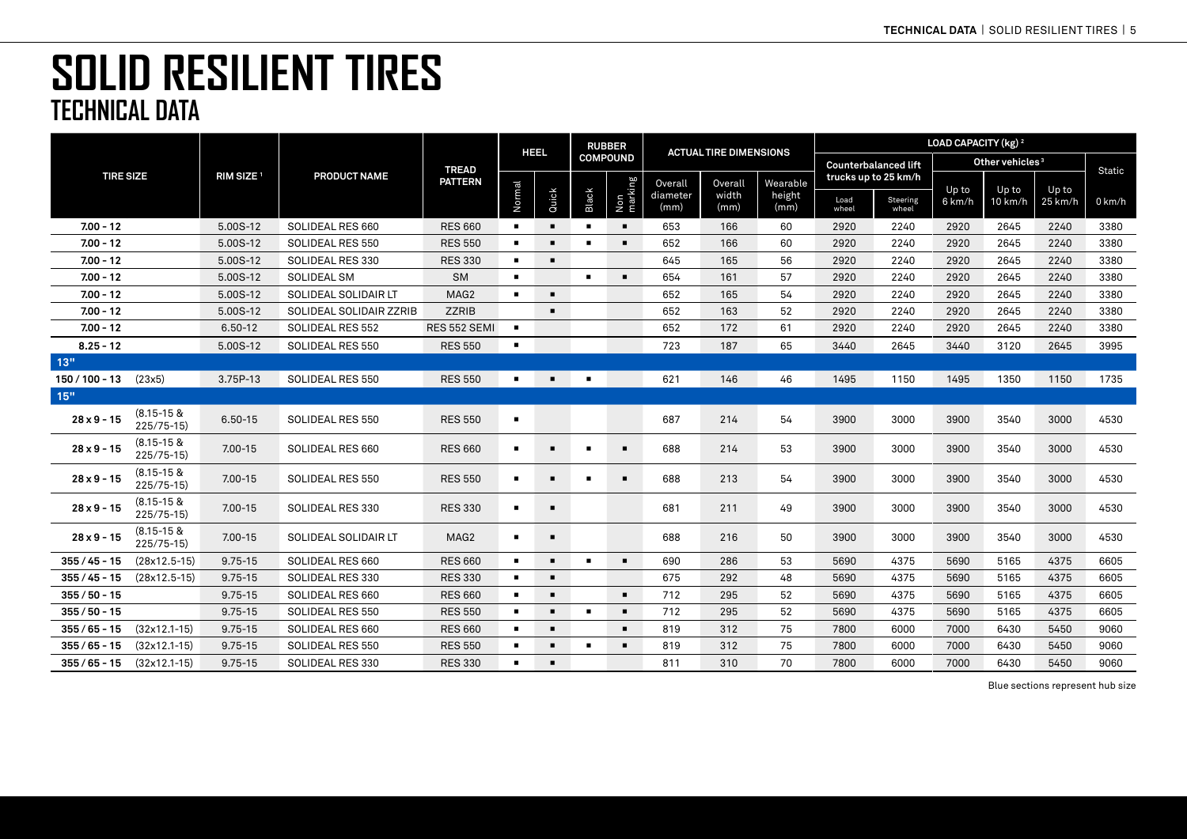# SOLID RESILIENT TIRES

## TECHNICAL DATA

| TIRE SIZE | RIM SIZE [1] | PRODUCT NAME | TREAD PATTERN | HEEL | | RUBBER COMPOUND | | ACTUAL TIRE DIMENSIONS | | | LOAD CAPACITY (kg) [2] | | | | | |
|---|---|---|---|---|---|---|---|---|---|---|---|---|---|---|---|---|
| | | | | | | | | | | | Counterbalanced lift trucks up to 25 km/h | | Other vehicles [3] | | | Static |
| | | | | Normal | Quick | Black | Non marking | Overall diameter (mm) | Overall width (mm) | Wearable height (mm) | Load wheel | Steering wheel | Up to 6 km/h | Up to 10 km/h | Up to 25 km/h | 0 km/h |
| **7.00 - 12** | 5.00S-12 | SOLIDEAL RES 660 | RES 660 | ■ | ■ | ■ | ■ | 653 | 166 | 60 | 2920 | 2240 | 2920 | 2645 | 2240 | 3380 |
| **7.00 - 12** | 5.00S-12 | SOLIDEAL RES 550 | RES 550 | ■ | ■ | ■ | ■ | 652 | 166 | 60 | 2920 | 2240 | 2920 | 2645 | 2240 | 3380 |
| **7.00 - 12** | 5.00S-12 | SOLIDEAL RES 330 | RES 330 | ■ | ■ | | | 645 | 165 | 56 | 2920 | 2240 | 2920 | 2645 | 2240 | 3380 |
| **7.00 - 12** | 5.00S-12 | SOLIDEAL SM | SM | ■ | | ■ | ■ | 654 | 161 | 57 | 2920 | 2240 | 2920 | 2645 | 2240 | 3380 |
| **7.00 - 12** | 5.00S-12 | SOLIDEAL SOLIDAIR LT | MAG2 | ■ | ■ | | | 652 | 165 | 54 | 2920 | 2240 | 2920 | 2645 | 2240 | 3380 |
| **7.00 - 12** | 5.00S-12 | SOLIDEAL SOLIDAIR ZZRIB | ZZRIB | | ■ | | | 652 | 163 | 52 | 2920 | 2240 | 2920 | 2645 | 2240 | 3380 |
| **7.00 - 12** | 6.50-12 | SOLIDEAL RES 552 | RES 552 SEMI | ■ | | | | 652 | 172 | 61 | 2920 | 2240 | 2920 | 2645 | 2240 | 3380 |
| **8.25 - 12** | 5.00S-12 | SOLIDEAL RES 550 | RES 550 | ■ | | | | 723 | 187 | 65 | 3440 | 2645 | 3440 | 3120 | 2645 | 3995 |
| **13"** | | | | | | | | | | | | | | | | |
| **150 / 100 - 13** (23x5) | 3.75P-13 | SOLIDEAL RES 550 | RES 550 | ■ | ■ | ■ | | 621 | 146 | 46 | 1495 | 1150 | 1495 | 1350 | 1150 | 1735 |
| **15"** | | | | | | | | | | | | | | | | |
| **28 x 9 - 15** (8.15-15 & 225/75-15) | 6.50-15 | SOLIDEAL RES 550 | RES 550 | ■ | | | | 687 | 214 | 54 | 3900 | 3000 | 3900 | 3540 | 3000 | 4530 |
| **28 x 9 - 15** (8.15-15 & 225/75-15) | 7.00-15 | SOLIDEAL RES 660 | RES 660 | ■ | ■ | ■ | ■ | 688 | 214 | 53 | 3900 | 3000 | 3900 | 3540 | 3000 | 4530 |
| **28 x 9 - 15** (8.15-15 & 225/75-15) | 7.00-15 | SOLIDEAL RES 550 | RES 550 | ■ | ■ | ■ | ■ | 688 | 213 | 54 | 3900 | 3000 | 3900 | 3540 | 3000 | 4530 |
| **28 x 9 - 15** (8.15-15 & 225/75-15) | 7.00-15 | SOLIDEAL RES 330 | RES 330 | ■ | ■ | | | 681 | 211 | 49 | 3900 | 3000 | 3900 | 3540 | 3000 | 4530 |
| **28 x 9 - 15** (8.15-15 & 225/75-15) | 7.00-15 | SOLIDEAL SOLIDAIR LT | MAG2 | ■ | ■ | | | 688 | 216 | 50 | 3900 | 3000 | 3900 | 3540 | 3000 | 4530 |
| **355 / 45 - 15** (28x12.5-15) | 9.75-15 | SOLIDEAL RES 660 | RES 660 | ■ | ■ | ■ | ■ | 690 | 286 | 53 | 5690 | 4375 | 5690 | 5165 | 4375 | 6605 |
| **355 / 45 - 15** (28x12.5-15) | 9.75-15 | SOLIDEAL RES 330 | RES 330 | ■ | ■ | | | 675 | 292 | 48 | 5690 | 4375 | 5690 | 5165 | 4375 | 6605 |
| **355 / 50 - 15** | 9.75-15 | SOLIDEAL RES 660 | RES 660 | ■ | ■ | | ■ | 712 | 295 | 52 | 5690 | 4375 | 5690 | 5165 | 4375 | 6605 |
| **355 / 50 - 15** | 9.75-15 | SOLIDEAL RES 550 | RES 550 | ■ | ■ | ■ | ■ | 712 | 295 | 52 | 5690 | 4375 | 5690 | 5165 | 4375 | 6605 |
| **355 / 65 - 15** (32x12.1-15) | 9.75-15 | SOLIDEAL RES 660 | RES 660 | ■ | ■ | | ■ | 819 | 312 | 75 | 7800 | 6000 | 7000 | 6430 | 5450 | 9060 |
| **355 / 65 - 15** (32x12.1-15) | 9.75-15 | SOLIDEAL RES 550 | RES 550 | ■ | ■ | ■ | ■ | 819 | 312 | 75 | 7800 | 6000 | 7000 | 6430 | 5450 | 9060 |
| **355 / 65 - 15** (32x12.1-15) | 9.75-15 | SOLIDEAL RES 330 | RES 330 | ■ | ■ | | | 811 | 310 | 70 | 7800 | 6000 | 7000 | 6430 | 5450 | 9060 |

Blue sections represent hub size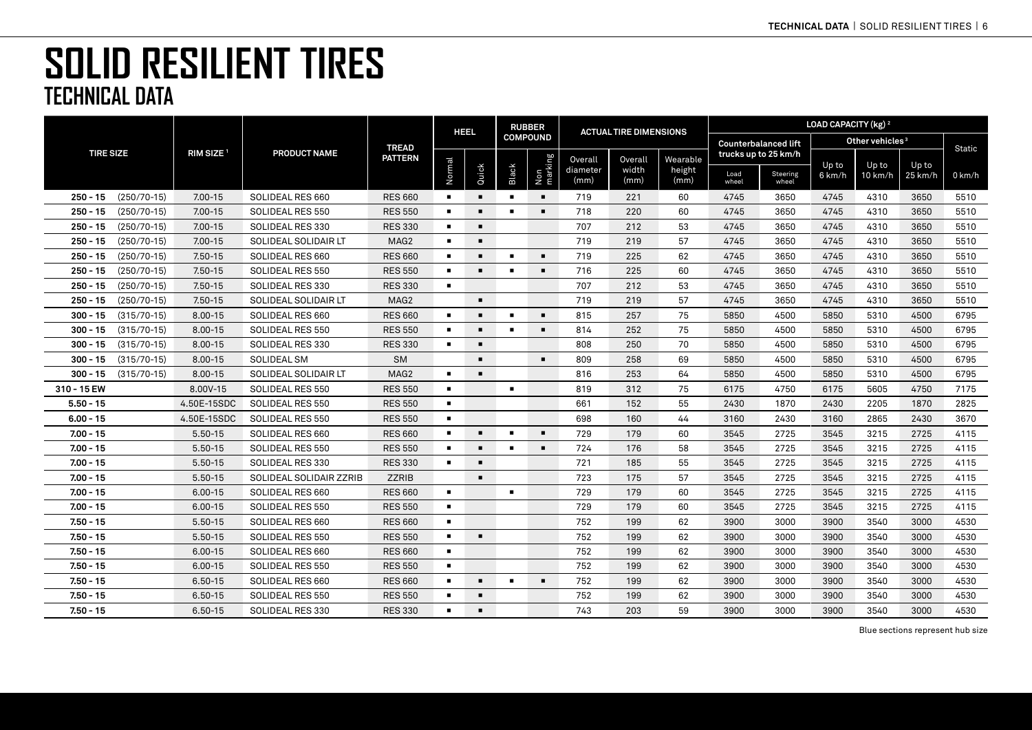# SOLID RESILIENT TIRES

## TECHNICAL DATA

| TIRE SIZE | RIM SIZE [1] | PRODUCT NAME | TREAD PATTERN | HEEL | | RUBBER COMPOUND | | ACTUAL TIRE DIMENSIONS | | | LOAD CAPACITY (kg) [2] | | | | | |
|---|---|---|---|---|---|---|---|---|---|---|---|---|---|---|---|---|
| | | | | | | | | | | | Counterbalanced lift trucks up to 25 km/h | | Other vehicles [3] | | | Static |
| | | | | Normal | Quick | Black | Non marking | Overall diameter (mm) | Overall width (mm) | Wearable height (mm) | Load wheel | Steering wheel | Up to 6 km/h | Up to 10 km/h | Up to 25 km/h | 0 km/h |
| **250 - 15** (250/70-15) | 7.00-15 | SOLIDEAL RES 660 | RES 660 | ■ | ■ | ■ | ■ | 719 | 221 | 60 | 4745 | 3650 | 4745 | 4310 | 3650 | 5510 |
| **250 - 15** (250/70-15) | 7.00-15 | SOLIDEAL RES 550 | RES 550 | ■ | ■ | ■ | ■ | 718 | 220 | 60 | 4745 | 3650 | 4745 | 4310 | 3650 | 5510 |
| **250 - 15** (250/70-15) | 7.00-15 | SOLIDEAL RES 330 | RES 330 | ■ | ■ | | | 707 | 212 | 53 | 4745 | 3650 | 4745 | 4310 | 3650 | 5510 |
| **250 - 15** (250/70-15) | 7.00-15 | SOLIDEAL SOLIDAIR LT | MAG2 | ■ | ■ | | | 719 | 219 | 57 | 4745 | 3650 | 4745 | 4310 | 3650 | 5510 |
| **250 - 15** (250/70-15) | 7.50-15 | SOLIDEAL RES 660 | RES 660 | ■ | ■ | ■ | ■ | 719 | 225 | 62 | 4745 | 3650 | 4745 | 4310 | 3650 | 5510 |
| **250 - 15** (250/70-15) | 7.50-15 | SOLIDEAL RES 550 | RES 550 | ■ | ■ | ■ | ■ | 716 | 225 | 60 | 4745 | 3650 | 4745 | 4310 | 3650 | 5510 |
| **250 - 15** (250/70-15) | 7.50-15 | SOLIDEAL RES 330 | RES 330 | ■ | | | | 707 | 212 | 53 | 4745 | 3650 | 4745 | 4310 | 3650 | 5510 |
| **250 - 15** (250/70-15) | 7.50-15 | SOLIDEAL SOLIDAIR LT | MAG2 | | ■ | | | 719 | 219 | 57 | 4745 | 3650 | 4745 | 4310 | 3650 | 5510 |
| **300 - 15** (315/70-15) | 8.00-15 | SOLIDEAL RES 660 | RES 660 | ■ | ■ | ■ | ■ | 815 | 257 | 75 | 5850 | 4500 | 5850 | 5310 | 4500 | 6795 |
| **300 - 15** (315/70-15) | 8.00-15 | SOLIDEAL RES 550 | RES 550 | ■ | ■ | ■ | ■ | 814 | 252 | 75 | 5850 | 4500 | 5850 | 5310 | 4500 | 6795 |
| **300 - 15** (315/70-15) | 8.00-15 | SOLIDEAL RES 330 | RES 330 | ■ | ■ | | | 808 | 250 | 70 | 5850 | 4500 | 5850 | 5310 | 4500 | 6795 |
| **300 - 15** (315/70-15) | 8.00-15 | SOLIDEAL SM | SM | | ■ | | ■ | 809 | 258 | 69 | 5850 | 4500 | 5850 | 5310 | 4500 | 6795 |
| **300 - 15** (315/70-15) | 8.00-15 | SOLIDEAL SOLIDAIR LT | MAG2 | ■ | ■ | | | 816 | 253 | 64 | 5850 | 4500 | 5850 | 5310 | 4500 | 6795 |
| **310 - 15 EW** | 8.00V-15 | SOLIDEAL RES 550 | RES 550 | ■ | | ■ | | 819 | 312 | 75 | 6175 | 4750 | 6175 | 5605 | 4750 | 7175 |
| **5.50 - 15** | 4.50E-15SDC | SOLIDEAL RES 550 | RES 550 | ■ | | | | 661 | 152 | 55 | 2430 | 1870 | 2430 | 2205 | 1870 | 2825 |
| **6.00 - 15** | 4.50E-15SDC | SOLIDEAL RES 550 | RES 550 | ■ | | | | 698 | 160 | 44 | 3160 | 2430 | 3160 | 2865 | 2430 | 3670 |
| **7.00 - 15** | 5.50-15 | SOLIDEAL RES 660 | RES 660 | ■ | ■ | ■ | ■ | 729 | 179 | 60 | 3545 | 2725 | 3545 | 3215 | 2725 | 4115 |
| **7.00 - 15** | 5.50-15 | SOLIDEAL RES 550 | RES 550 | ■ | ■ | ■ | ■ | 724 | 176 | 58 | 3545 | 2725 | 3545 | 3215 | 2725 | 4115 |
| **7.00 - 15** | 5.50-15 | SOLIDEAL RES 330 | RES 330 | ■ | ■ | | | 721 | 185 | 55 | 3545 | 2725 | 3545 | 3215 | 2725 | 4115 |
| **7.00 - 15** | 5.50-15 | SOLIDEAL SOLIDAIR ZZRIB | ZZRIB | | ■ | | | 723 | 175 | 57 | 3545 | 2725 | 3545 | 3215 | 2725 | 4115 |
| **7.00 - 15** | 6.00-15 | SOLIDEAL RES 660 | RES 660 | ■ | | ■ | | 729 | 179 | 60 | 3545 | 2725 | 3545 | 3215 | 2725 | 4115 |
| **7.00 - 15** | 6.00-15 | SOLIDEAL RES 550 | RES 550 | ■ | | | | 729 | 179 | 60 | 3545 | 2725 | 3545 | 3215 | 2725 | 4115 |
| **7.50 - 15** | 5.50-15 | SOLIDEAL RES 660 | RES 660 | ■ | | | | 752 | 199 | 62 | 3900 | 3000 | 3900 | 3540 | 3000 | 4530 |
| **7.50 - 15** | 5.50-15 | SOLIDEAL RES 550 | RES 550 | ■ | ■ | | | 752 | 199 | 62 | 3900 | 3000 | 3900 | 3540 | 3000 | 4530 |
| **7.50 - 15** | 6.00-15 | SOLIDEAL RES 660 | RES 660 | ■ | | | | 752 | 199 | 62 | 3900 | 3000 | 3900 | 3540 | 3000 | 4530 |
| **7.50 - 15** | 6.00-15 | SOLIDEAL RES 550 | RES 550 | ■ | | | | 752 | 199 | 62 | 3900 | 3000 | 3900 | 3540 | 3000 | 4530 |
| **7.50 - 15** | 6.50-15 | SOLIDEAL RES 660 | RES 660 | ■ | ■ | ■ | ■ | 752 | 199 | 62 | 3900 | 3000 | 3900 | 3540 | 3000 | 4530 |
| **7.50 - 15** | 6.50-15 | SOLIDEAL RES 550 | RES 550 | ■ | ■ | | | 752 | 199 | 62 | 3900 | 3000 | 3900 | 3540 | 3000 | 4530 |
| **7.50 - 15** | 6.50-15 | SOLIDEAL RES 330 | RES 330 | ■ | ■ | | | 743 | 203 | 59 | 3900 | 3000 | 3900 | 3540 | 3000 | 4530 |

Blue sections represent hub size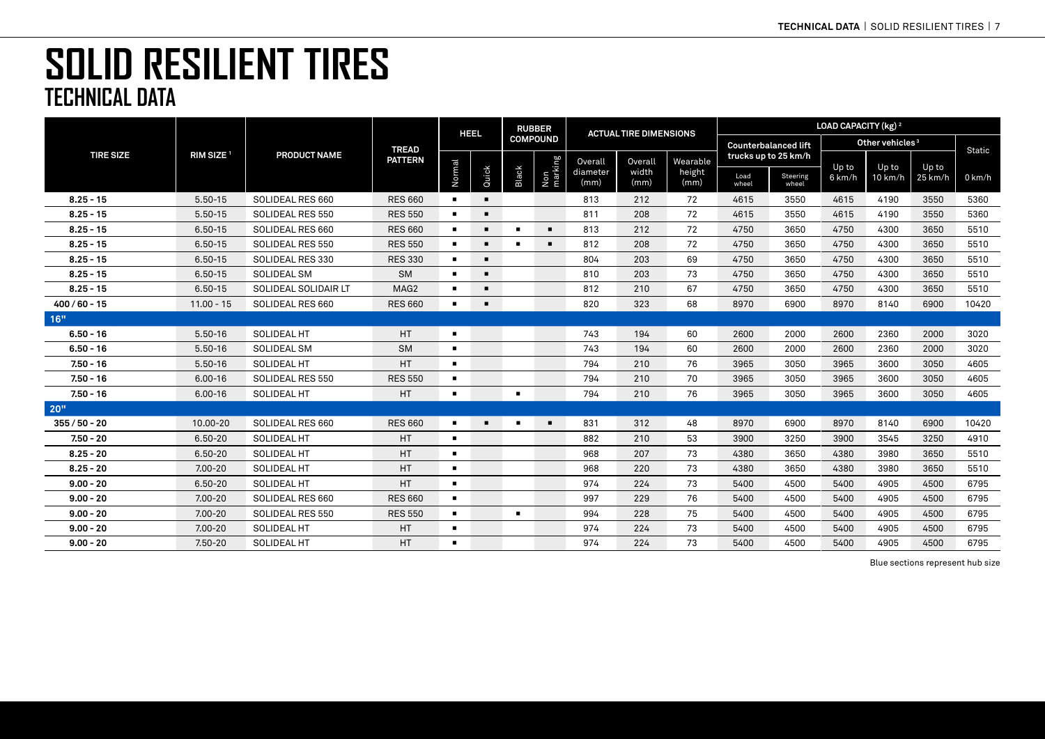# SOLID RESILIENT TIRES

## TECHNICAL DATA

| TIRE SIZE | RIM SIZE [1] | PRODUCT NAME | TREAD PATTERN | HEEL | | RUBBER COMPOUND | | ACTUAL TIRE DIMENSIONS | | | LOAD CAPACITY (kg) [2] | | | | | |
|---|---|---|---|---|---|---|---|---|---|---|---|---|---|---|---|---|
| | | | | | | | | | | | Counterbalanced lift trucks up to 25 km/h | | Other vehicles [3] | | | Static |
| | | | | Normal | Quick | Black | Non marking | Overall diameter (mm) | Overall width (mm) | Wearable height (mm) | Load wheel | Steering wheel | Up to 6 km/h | Up to 10 km/h | Up to 25 km/h | 0 km/h |
| **8.25 - 15** | 5.50-15 | SOLIDEAL RES 660 | RES 660 | ▪ | ▪ | | | 813 | 212 | 72 | 4615 | 3550 | 4615 | 4190 | 3550 | 5360 |
| **8.25 - 15** | 5.50-15 | SOLIDEAL RES 550 | RES 550 | ▪ | ▪ | | | 811 | 208 | 72 | 4615 | 3550 | 4615 | 4190 | 3550 | 5360 |
| **8.25 - 15** | 6.50-15 | SOLIDEAL RES 660 | RES 660 | ▪ | ▪ | ▪ | ▪ | 813 | 212 | 72 | 4750 | 3650 | 4750 | 4300 | 3650 | 5510 |
| **8.25 - 15** | 6.50-15 | SOLIDEAL RES 550 | RES 550 | ▪ | ▪ | ▪ | ▪ | 812 | 208 | 72 | 4750 | 3650 | 4750 | 4300 | 3650 | 5510 |
| **8.25 - 15** | 6.50-15 | SOLIDEAL RES 330 | RES 330 | ▪ | ▪ | | | 804 | 203 | 69 | 4750 | 3650 | 4750 | 4300 | 3650 | 5510 |
| **8.25 - 15** | 6.50-15 | SOLIDEAL SM | SM | ▪ | ▪ | | | 810 | 203 | 73 | 4750 | 3650 | 4750 | 4300 | 3650 | 5510 |
| **8.25 - 15** | 6.50-15 | SOLIDEAL SOLIDAIR LT | MAG2 | ▪ | ▪ | | | 812 | 210 | 67 | 4750 | 3650 | 4750 | 4300 | 3650 | 5510 |
| **400 / 60 - 15** | 11.00 - 15 | SOLIDEAL RES 660 | RES 660 | ▪ | ▪ | | | 820 | 323 | 68 | 8970 | 6900 | 8970 | 8140 | 6900 | 10420 |
| **16"** | | | | | | | | | | | | | | | | |
| **6.50 - 16** | 5.50-16 | SOLIDEAL HT | HT | ▪ | | | | 743 | 194 | 60 | 2600 | 2000 | 2600 | 2360 | 2000 | 3020 |
| **6.50 - 16** | 5.50-16 | SOLIDEAL SM | SM | ▪ | | | | 743 | 194 | 60 | 2600 | 2000 | 2600 | 2360 | 2000 | 3020 |
| **7.50 - 16** | 5.50-16 | SOLIDEAL HT | HT | ▪ | | | | 794 | 210 | 76 | 3965 | 3050 | 3965 | 3600 | 3050 | 4605 |
| **7.50 - 16** | 6.00-16 | SOLIDEAL RES 550 | RES 550 | ▪ | | | | 794 | 210 | 70 | 3965 | 3050 | 3965 | 3600 | 3050 | 4605 |
| **7.50 - 16** | 6.00-16 | SOLIDEAL HT | HT | ▪ | | ▪ | | 794 | 210 | 76 | 3965 | 3050 | 3965 | 3600 | 3050 | 4605 |
| **20"** | | | | | | | | | | | | | | | | |
| **355 / 50 - 20** | 10.00-20 | SOLIDEAL RES 660 | RES 660 | ▪ | ▪ | ▪ | ▪ | 831 | 312 | 48 | 8970 | 6900 | 8970 | 8140 | 6900 | 10420 |
| **7.50 - 20** | 6.50-20 | SOLIDEAL HT | HT | ▪ | | | | 882 | 210 | 53 | 3900 | 3250 | 3900 | 3545 | 3250 | 4910 |
| **8.25 - 20** | 6.50-20 | SOLIDEAL HT | HT | ▪ | | | | 968 | 207 | 73 | 4380 | 3650 | 4380 | 3980 | 3650 | 5510 |
| **8.25 - 20** | 7.00-20 | SOLIDEAL HT | HT | ▪ | | | | 968 | 220 | 73 | 4380 | 3650 | 4380 | 3980 | 3650 | 5510 |
| **9.00 - 20** | 6.50-20 | SOLIDEAL HT | HT | ▪ | | | | 974 | 224 | 73 | 5400 | 4500 | 5400 | 4905 | 4500 | 6795 |
| **9.00 - 20** | 7.00-20 | SOLIDEAL RES 660 | RES 660 | ▪ | | | | 997 | 229 | 76 | 5400 | 4500 | 5400 | 4905 | 4500 | 6795 |
| **9.00 - 20** | 7.00-20 | SOLIDEAL RES 550 | RES 550 | ▪ | | ▪ | | 994 | 228 | 75 | 5400 | 4500 | 5400 | 4905 | 4500 | 6795 |
| **9.00 - 20** | 7.00-20 | SOLIDEAL HT | HT | ▪ | | | | 974 | 224 | 73 | 5400 | 4500 | 5400 | 4905 | 4500 | 6795 |
| **9.00 - 20** | 7.50-20 | SOLIDEAL HT | HT | ▪ | | | | 974 | 224 | 73 | 5400 | 4500 | 5400 | 4905 | 4500 | 6795 |

Blue sections represent hub size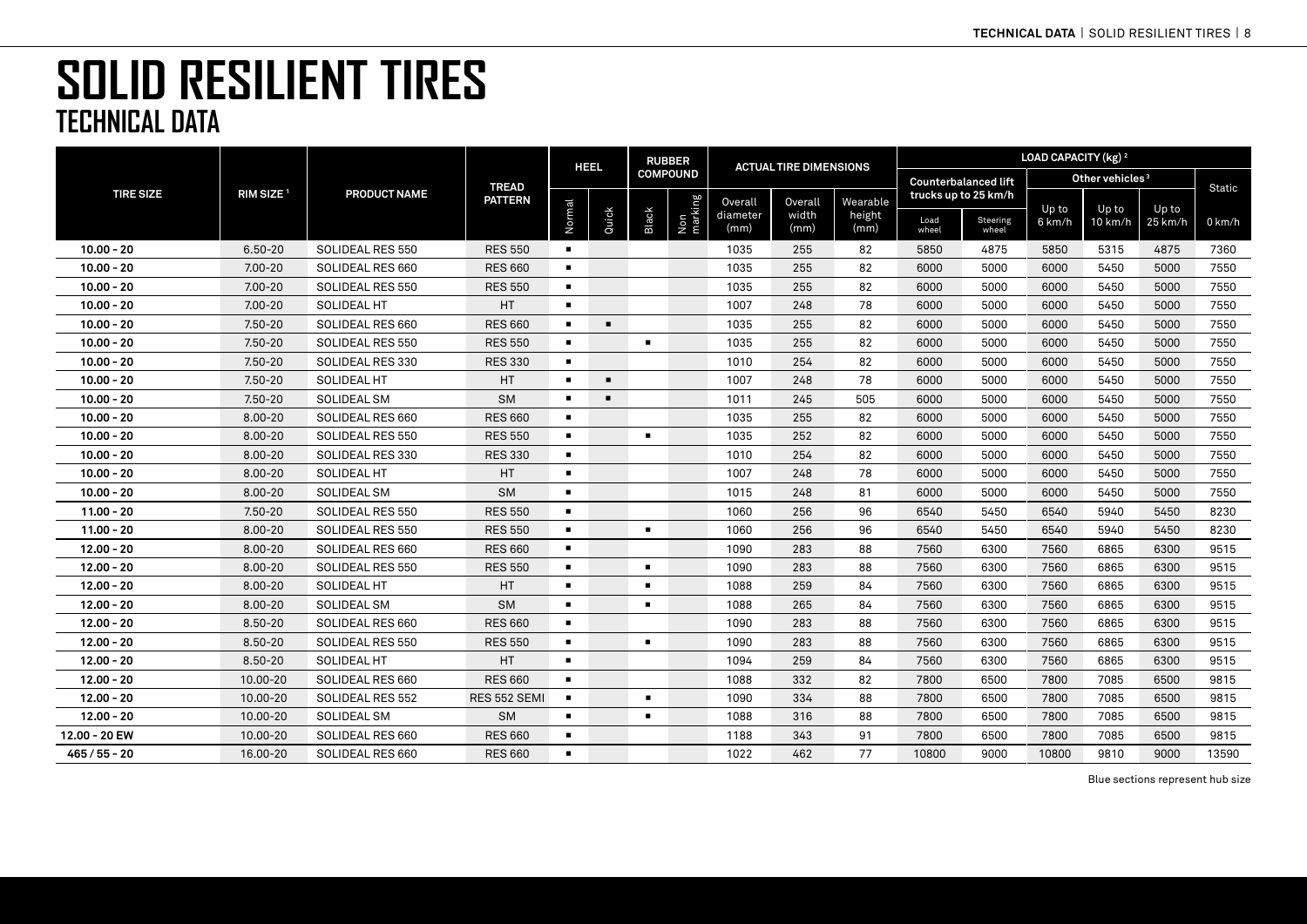# SOLID RESILIENT TIRES

## TECHNICAL DATA

| TIRE SIZE | RIM SIZE [1] | PRODUCT NAME | TREAD PATTERN | HEEL | | RUBBER COMPOUND | | ACTUAL TIRE DIMENSIONS | | | LOAD CAPACITY (kg) [2] | | | | | |
|---|---|---|---|---|---|---|---|---|---|---|---|---|---|---|---|---|
| | | | | | | | | | | | Counterbalanced lift trucks up to 25 km/h | | Other vehicles [3] | | | Static |
| | | | | Normal | Quick | Black | Non marking | Overall diameter (mm) | Overall width (mm) | Wearable height (mm) | Load wheel | Steering wheel | Up to 6 km/h | Up to 10 km/h | Up to 25 km/h | 0 km/h |
| 10.00 - 20 | 6.50-20 | SOLIDEAL RES 550 | RES 550 | ■ | | | | 1035 | 255 | 82 | 5850 | 4875 | 5850 | 5315 | 4875 | 7360 |
| 10.00 - 20 | 7.00-20 | SOLIDEAL RES 660 | RES 660 | ■ | | | | 1035 | 255 | 82 | 6000 | 5000 | 6000 | 5450 | 5000 | 7550 |
| 10.00 - 20 | 7.00-20 | SOLIDEAL RES 550 | RES 550 | ■ | | | | 1035 | 255 | 82 | 6000 | 5000 | 6000 | 5450 | 5000 | 7550 |
| 10.00 - 20 | 7.00-20 | SOLIDEAL HT | HT | ■ | | | | 1007 | 248 | 78 | 6000 | 5000 | 6000 | 5450 | 5000 | 7550 |
| 10.00 - 20 | 7.50-20 | SOLIDEAL RES 660 | RES 660 | ■ | ■ | | | 1035 | 255 | 82 | 6000 | 5000 | 6000 | 5450 | 5000 | 7550 |
| 10.00 - 20 | 7.50-20 | SOLIDEAL RES 550 | RES 550 | ■ | | ■ | | 1035 | 255 | 82 | 6000 | 5000 | 6000 | 5450 | 5000 | 7550 |
| 10.00 - 20 | 7.50-20 | SOLIDEAL RES 330 | RES 330 | ■ | | | | 1010 | 254 | 82 | 6000 | 5000 | 6000 | 5450 | 5000 | 7550 |
| 10.00 - 20 | 7.50-20 | SOLIDEAL HT | HT | ■ | ■ | | | 1007 | 248 | 78 | 6000 | 5000 | 6000 | 5450 | 5000 | 7550 |
| 10.00 - 20 | 7.50-20 | SOLIDEAL SM | SM | ■ | ■ | | | 1011 | 245 | 505 | 6000 | 5000 | 6000 | 5450 | 5000 | 7550 |
| 10.00 - 20 | 8.00-20 | SOLIDEAL RES 660 | RES 660 | ■ | | | | 1035 | 255 | 82 | 6000 | 5000 | 6000 | 5450 | 5000 | 7550 |
| 10.00 - 20 | 8.00-20 | SOLIDEAL RES 550 | RES 550 | ■ | | ■ | | 1035 | 252 | 82 | 6000 | 5000 | 6000 | 5450 | 5000 | 7550 |
| 10.00 - 20 | 8.00-20 | SOLIDEAL RES 330 | RES 330 | ■ | | | | 1010 | 254 | 82 | 6000 | 5000 | 6000 | 5450 | 5000 | 7550 |
| 10.00 - 20 | 8.00-20 | SOLIDEAL HT | HT | ■ | | | | 1007 | 248 | 78 | 6000 | 5000 | 6000 | 5450 | 5000 | 7550 |
| 10.00 - 20 | 8.00-20 | SOLIDEAL SM | SM | ■ | | | | 1015 | 248 | 81 | 6000 | 5000 | 6000 | 5450 | 5000 | 7550 |
| 11.00 - 20 | 7.50-20 | SOLIDEAL RES 550 | RES 550 | ■ | | | | 1060 | 256 | 96 | 6540 | 5450 | 6540 | 5940 | 5450 | 8230 |
| 11.00 - 20 | 8.00-20 | SOLIDEAL RES 550 | RES 550 | ■ | | ■ | | 1060 | 256 | 96 | 6540 | 5450 | 6540 | 5940 | 5450 | 8230 |
| 12.00 - 20 | 8.00-20 | SOLIDEAL RES 660 | RES 660 | ■ | | | | 1090 | 283 | 88 | 7560 | 6300 | 7560 | 6865 | 6300 | 9515 |
| 12.00 - 20 | 8.00-20 | SOLIDEAL RES 550 | RES 550 | ■ | | ■ | | 1090 | 283 | 88 | 7560 | 6300 | 7560 | 6865 | 6300 | 9515 |
| 12.00 - 20 | 8.00-20 | SOLIDEAL HT | HT | ■ | | ■ | | 1088 | 259 | 84 | 7560 | 6300 | 7560 | 6865 | 6300 | 9515 |
| 12.00 - 20 | 8.00-20 | SOLIDEAL SM | SM | ■ | | ■ | | 1088 | 265 | 84 | 7560 | 6300 | 7560 | 6865 | 6300 | 9515 |
| 12.00 - 20 | 8.50-20 | SOLIDEAL RES 660 | RES 660 | ■ | | | | 1090 | 283 | 88 | 7560 | 6300 | 7560 | 6865 | 6300 | 9515 |
| 12.00 - 20 | 8.50-20 | SOLIDEAL RES 550 | RES 550 | ■ | | ■ | | 1090 | 283 | 88 | 7560 | 6300 | 7560 | 6865 | 6300 | 9515 |
| 12.00 - 20 | 8.50-20 | SOLIDEAL HT | HT | ■ | | | | 1094 | 259 | 84 | 7560 | 6300 | 7560 | 6865 | 6300 | 9515 |
| 12.00 - 20 | 10.00-20 | SOLIDEAL RES 660 | RES 660 | ■ | | | | 1088 | 332 | 82 | 7800 | 6500 | 7800 | 7085 | 6500 | 9815 |
| 12.00 - 20 | 10.00-20 | SOLIDEAL RES 552 | RES 552 SEMI | ■ | | ■ | | 1090 | 334 | 88 | 7800 | 6500 | 7800 | 7085 | 6500 | 9815 |
| 12.00 - 20 | 10.00-20 | SOLIDEAL SM | SM | ■ | | ■ | | 1088 | 316 | 88 | 7800 | 6500 | 7800 | 7085 | 6500 | 9815 |
| 12.00 - 20 EW | 10.00-20 | SOLIDEAL RES 660 | RES 660 | ■ | | | | 1188 | 343 | 91 | 7800 | 6500 | 7800 | 7085 | 6500 | 9815 |
| 465 / 55 - 20 | 16.00-20 | SOLIDEAL RES 660 | RES 660 | ■ | | | | 1022 | 462 | 77 | 10800 | 9000 | 10800 | 9810 | 9000 | 13590 |

Blue sections represent hub size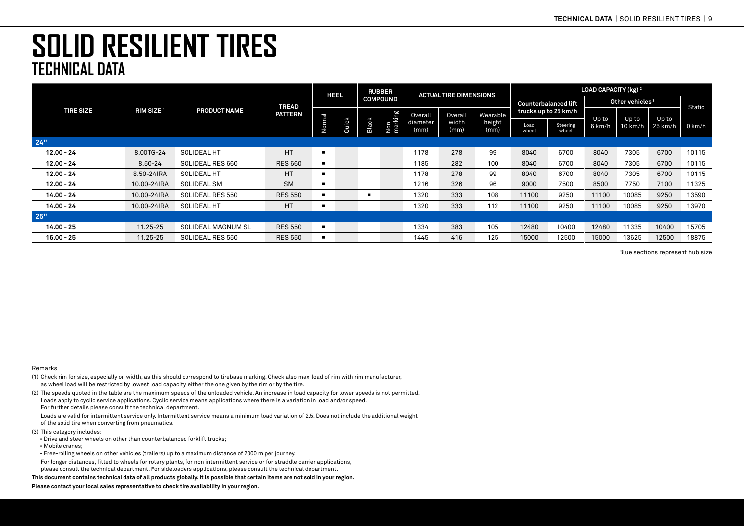# SOLID RESILIENT TIRES
## TECHNICAL DATA

| TIRE SIZE | RIM SIZE [1] | PRODUCT NAME | TREAD PATTERN | HEEL | | RUBBER COMPOUND | | ACTUAL TIRE DIMENSIONS | | | LOAD CAPACITY (kg) [2] | | | | | |
|---|---|---|---|---|---|---|---|---|---|---|---|---|---|---|---|---|
| | | | | | | | | | | | Counterbalanced lift trucks up to 25 km/h | | Other vehicles [3] | | | Static |
| | | | | Normal | Quick | Black | Non marking | Overall diameter (mm) | Overall width (mm) | Wearable height (mm) | Load wheel | Steering wheel | Up to 6 km/h | Up to 10 km/h | Up to 25 km/h | 0 km/h |
| **24"** | | | | | | | | | | | | | | | | |
| 12.00 - 24 | 8.00TG-24 | SOLIDEAL HT | HT | ■ | | | | 1178 | 278 | 99 | 8040 | 6700 | 8040 | 7305 | 6700 | 10115 |
| 12.00 - 24 | 8.50-24 | SOLIDEAL RES 660 | RES 660 | ■ | | | | 1185 | 282 | 100 | 8040 | 6700 | 8040 | 7305 | 6700 | 10115 |
| 12.00 - 24 | 8.50-24IRA | SOLIDEAL HT | HT | ■ | | | | 1178 | 278 | 99 | 8040 | 6700 | 8040 | 7305 | 6700 | 10115 |
| 12.00 - 24 | 10.00-24IRA | SOLIDEAL SM | SM | ■ | | | | 1216 | 326 | 96 | 9000 | 7500 | 8500 | 7750 | 7100 | 11325 |
| 14.00 - 24 | 10.00-24IRA | SOLIDEAL RES 550 | RES 550 | ■ | | ■ | | 1320 | 333 | 108 | 11100 | 9250 | 11100 | 10085 | 9250 | 13590 |
| 14.00 - 24 | 10.00-24IRA | SOLIDEAL HT | HT | ■ | | | | 1320 | 333 | 112 | 11100 | 9250 | 11100 | 10085 | 9250 | 13970 |
| **25"** | | | | | | | | | | | | | | | | |
| 14.00 - 25 | 11.25-25 | SOLIDEAL MAGNUM SL | RES 550 | ■ | | | | 1334 | 383 | 105 | 12480 | 10400 | 12480 | 11335 | 10400 | 15705 |
| 16.00 - 25 | 11.25-25 | SOLIDEAL RES 550 | RES 550 | ■ | | | | 1445 | 416 | 125 | 15000 | 12500 | 15000 | 13625 | 12500 | 18875 |

Blue sections represent hub size

Remarks

(1) Check rim for size, especially on width, as this should correspond to tirebase marking. Check also max. load of rim with rim manufacturer, as wheel load will be restricted by lowest load capacity, either the one given by the rim or by the tire.

(2) The speeds quoted in the table are the maximum speeds of the unloaded vehicle. An increase in load capacity for lower speeds is not permitted. Loads apply to cyclic service applications. Cyclic service means applications where there is a variation in load and/or speed. For further details please consult the technical department.

Loads are valid for intermittent service only. Intermittent service means a minimum load variation of 2.5. Does not include the additional weight of the solid tire when converting from pneumatics.

(3) This category includes:
- Drive and steer wheels on other than counterbalanced forklift trucks;
- Mobile cranes;
- Free-rolling wheels on other vehicles (trailers) up to a maximum distance of 2000 m per journey.

For longer distances, fitted to wheels for rotary plants, for non intermittent service or for straddle carrier applications, please consult the technical department. For sideloaders applications, please consult the technical department.

**This document contains technical data of all products globally. It is possible that certain items are not sold in your region.**
**Please contact your local sales representative to check tire availability in your region.**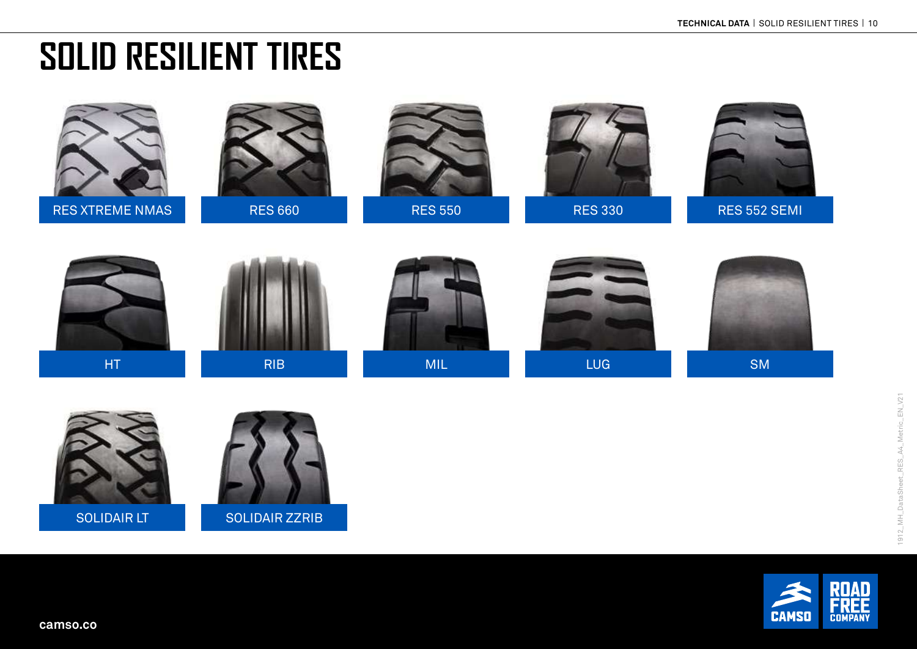# SOLID RESILIENT TIRES

RES XTREME NMAS

RES 660

RES 550

RES 330

RES 552 SEMI

HT

RIB

MIL

LUG

SM

SOLIDAIR LT

SOLIDAIR ZZRIB

camso.co